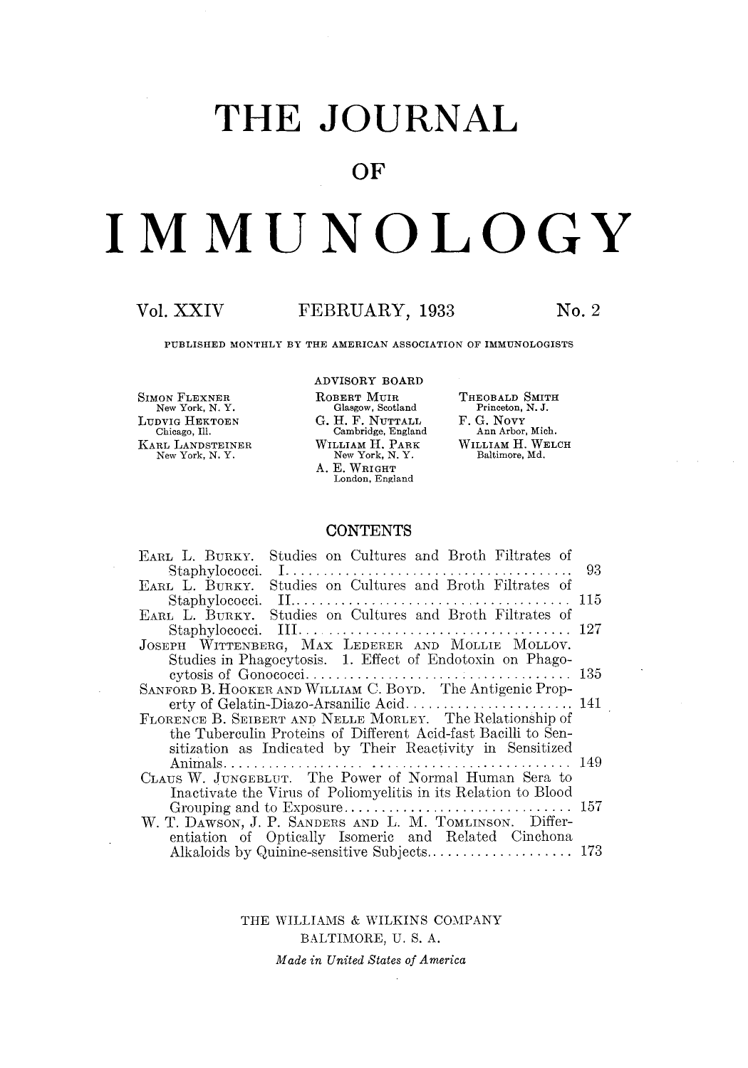# THE JOURNAL

## OF

# IMMUNOLOGY

Vol. XXIV  FEBRUARY, 1933  No. 2

PUBLISHED MONTHLY BY THE AMERICAN ASSOCIATION OF IMMUNOLOGISTS

ADVISORY BOARD

| | | |
|---|---|---|
| SIMON FLEXNER<br>New York, N. Y. | ROBERT MUIR<br>Glasgow, Scotland | THEOBALD SMITH<br>Princeton, N. J. |
| LUDVIG HEKTOEN<br>Chicago, Ill. | G. H. F. NUTTALL<br>Cambridge, England | F. G. NOVY<br>Ann Arbor, Mich. |
| KARL LANDSTEINER<br>New York, N. Y. | WILLIAM H. PARK<br>New York, N. Y. | WILLIAM H. WELCH<br>Baltimore, Md. |
| | A. E. WRIGHT<br>London, England | |

## CONTENTS

EARL L. BURKY. Studies on Cultures and Broth Filtrates of Staphylococci. I. .......... 93

EARL L. BURKY. Studies on Cultures and Broth Filtrates of Staphylococci. II. .......... 115

EARL L. BURKY. Studies on Cultures and Broth Filtrates of Staphylococci. III. .......... 127

JOSEPH WITTENBERG, MAX LEDERER AND MOLLIE MOLLOV. Studies in Phagocytosis. 1. Effect of Endotoxin on Phagocytosis of Gonococci .......... 135

SANFORD B. HOOKER AND WILLIAM C. BOYD. The Antigenic Property of Gelatin-Diazo-Arsanilic Acid .......... 141

FLORENCE B. SEIBERT AND NELLE MORLEY. The Relationship of the Tuberculin Proteins of Different Acid-fast Bacilli to Sensitization as Indicated by Their Reactivity in Sensitized Animals .......... 149

CLAUS W. JUNGEBLUT. The Power of Normal Human Sera to Inactivate the Virus of Poliomyelitis in its Relation to Blood Grouping and to Exposure .......... 157

W. T. DAWSON, J. P. SANDERS AND L. M. TOMLINSON. Differentiation of Optically Isomeric and Related Cinchona Alkaloids by Quinine-sensitive Subjects .......... 173

THE WILLIAMS & WILKINS COMPANY
BALTIMORE, U. S. A.

*Made in United States of America*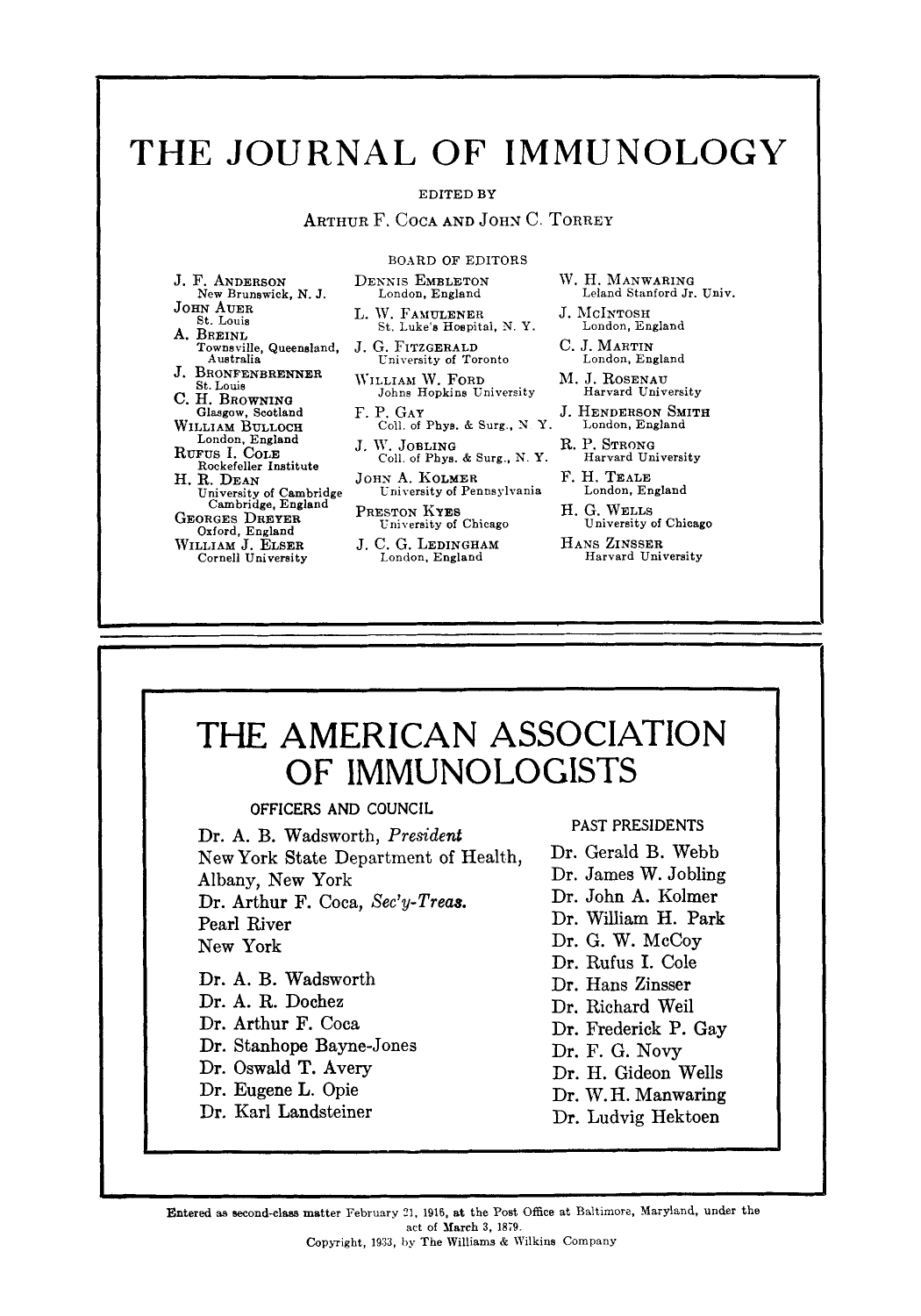# THE JOURNAL OF IMMUNOLOGY

EDITED BY

ARTHUR F. COCA AND JOHN C. TORREY

BOARD OF EDITORS

J. F. ANDERSON
New Brunswick, N. J.

JOHN AUER
St. Louis

A. BREINL
Townsville, Queensland, Australia

J. BRONFENBRENNER
St. Louis

C. H. BROWNING
Glasgow, Scotland

WILLIAM BULLOCH
London, England

RUFUS I. COLE
Rockefeller Institute

H. R. DEAN
University of Cambridge
Cambridge, England

GEORGES DREYER
Oxford, England

WILLIAM J. ELSER
Cornell University

DENNIS EMBLETON
London, England

L. W. FAMULENER
St. Luke's Hospital, N. Y.

J. G. FITZGERALD
University of Toronto

WILLIAM W. FORD
Johns Hopkins University

F. P. GAY
Coll. of Phys. & Surg., N. Y.

J. W. JOBLING
Coll. of Phys. & Surg., N. Y.

JOHN A. KOLMER
University of Pennsylvania

PRESTON KYES
University of Chicago

J. C. G. LEDINGHAM
London, England

W. H. MANWARING
Leland Stanford Jr. Univ.

J. MCINTOSH
London, England

C. J. MARTIN
London, England

M. J. ROSENAU
Harvard University

J. HENDERSON SMITH
London, England

R. P. STRONG
Harvard University

F. H. TEALE
London, England

H. G. WELLS
University of Chicago

HANS ZINSSER
Harvard University

# THE AMERICAN ASSOCIATION OF IMMUNOLOGISTS

OFFICERS AND COUNCIL

Dr. A. B. Wadsworth, *President*
New York State Department of Health,
Albany, New York

Dr. Arthur F. Coca, *Sec'y-Treas.*
Pearl River
New York

Dr. A. B. Wadsworth
Dr. A. R. Dochez
Dr. Arthur F. Coca
Dr. Stanhope Bayne-Jones
Dr. Oswald T. Avery
Dr. Eugene L. Opie
Dr. Karl Landsteiner

PAST PRESIDENTS

Dr. Gerald B. Webb
Dr. James W. Jobling
Dr. John A. Kolmer
Dr. William H. Park
Dr. G. W. McCoy
Dr. Rufus I. Cole
Dr. Hans Zinsser
Dr. Richard Weil
Dr. Frederick P. Gay
Dr. F. G. Novy
Dr. H. Gideon Wells
Dr. W. H. Manwaring
Dr. Ludvig Hektoen

Entered as second-class matter February 21, 1916, at the Post Office at Baltimore, Maryland, under the act of March 3, 1879.
Copyright, 1933, by The Williams & Wilkins Company